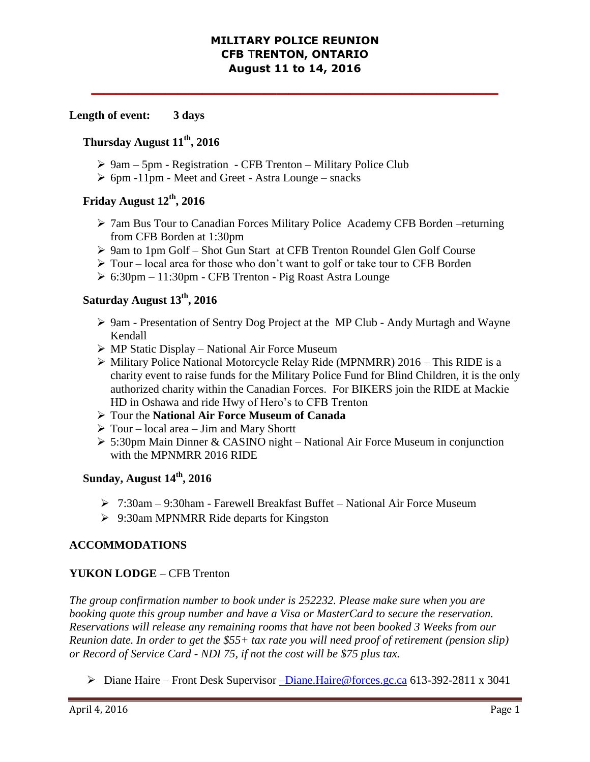# MILITARY POLICE REUNION
# CFB TRENTON, ONTARIO
# August 11 to 14, 2016

---

**Length of event: 3 days**

### Thursday August 11th, 2016

- 9am – 5pm - Registration - CFB Trenton – Military Police Club
- 6pm -11pm - Meet and Greet - Astra Lounge – snacks

### Friday August 12th, 2016

- 7am Bus Tour to Canadian Forces Military Police Academy CFB Borden –returning from CFB Borden at 1:30pm
- 9am to 1pm Golf – Shot Gun Start at CFB Trenton Roundel Glen Golf Course
- Tour – local area for those who don't want to golf or take tour to CFB Borden
- 6:30pm – 11:30pm - CFB Trenton - Pig Roast Astra Lounge

### Saturday August 13th, 2016

- 9am - Presentation of Sentry Dog Project at the MP Club - Andy Murtagh and Wayne Kendall
- MP Static Display – National Air Force Museum
- Military Police National Motorcycle Relay Ride (MPNMRR) 2016 – This RIDE is a charity event to raise funds for the Military Police Fund for Blind Children, it is the only authorized charity within the Canadian Forces. For BIKERS join the RIDE at Mackie HD in Oshawa and ride Hwy of Hero's to CFB Trenton
- Tour the **National Air Force Museum of Canada**
- Tour – local area – Jim and Mary Shortt
- 5:30pm Main Dinner & CASINO night – National Air Force Museum in conjunction with the MPNMRR 2016 RIDE

### Sunday, August 14th, 2016

- 7:30am – 9:30ham - Farewell Breakfast Buffet – National Air Force Museum
- 9:30am MPNMRR Ride departs for Kingston

## ACCOMMODATIONS

**YUKON LODGE** – CFB Trenton

*The group confirmation number to book under is 252232. Please make sure when you are booking quote this group number and have a Visa or MasterCard to secure the reservation. Reservations will release any remaining rooms that have not been booked 3 Weeks from our Reunion date. In order to get the $55+ tax rate you will need proof of retirement (pension slip) or Record of Service Card - NDI 75, if not the cost will be $75 plus tax.*

- Diane Haire – Front Desk Supervisor –Diane.Haire@forces.gc.ca 613-392-2811 x 3041

April 4, 2016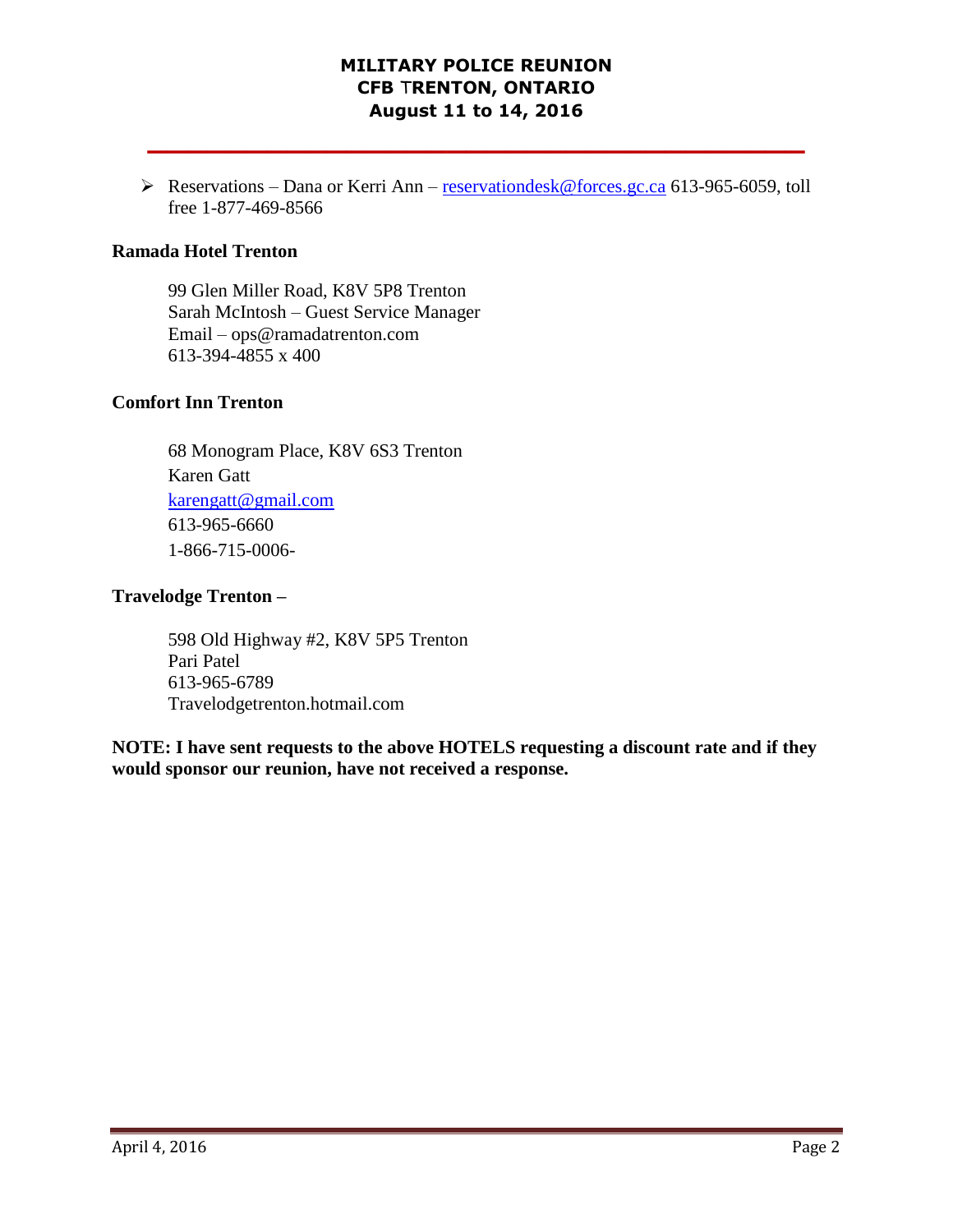- Reservations – Dana or Kerri Ann – reservationdesk@forces.gc.ca 613-965-6059, toll free 1-877-469-8566

**Ramada Hotel Trenton**

99 Glen Miller Road, K8V 5P8 Trenton
Sarah McIntosh – Guest Service Manager
Email – ops@ramadatrenton.com
613-394-4855 x 400

**Comfort Inn Trenton**

68 Monogram Place, K8V 6S3 Trenton
Karen Gatt
karengatt@gmail.com
613-965-6660
1-866-715-0006-

**Travelodge Trenton –**

598 Old Highway #2, K8V 5P5 Trenton
Pari Patel
613-965-6789
Travelodgetrenton.hotmail.com

**NOTE: I have sent requests to the above HOTELS requesting a discount rate and if they would sponsor our reunion, have not received a response.**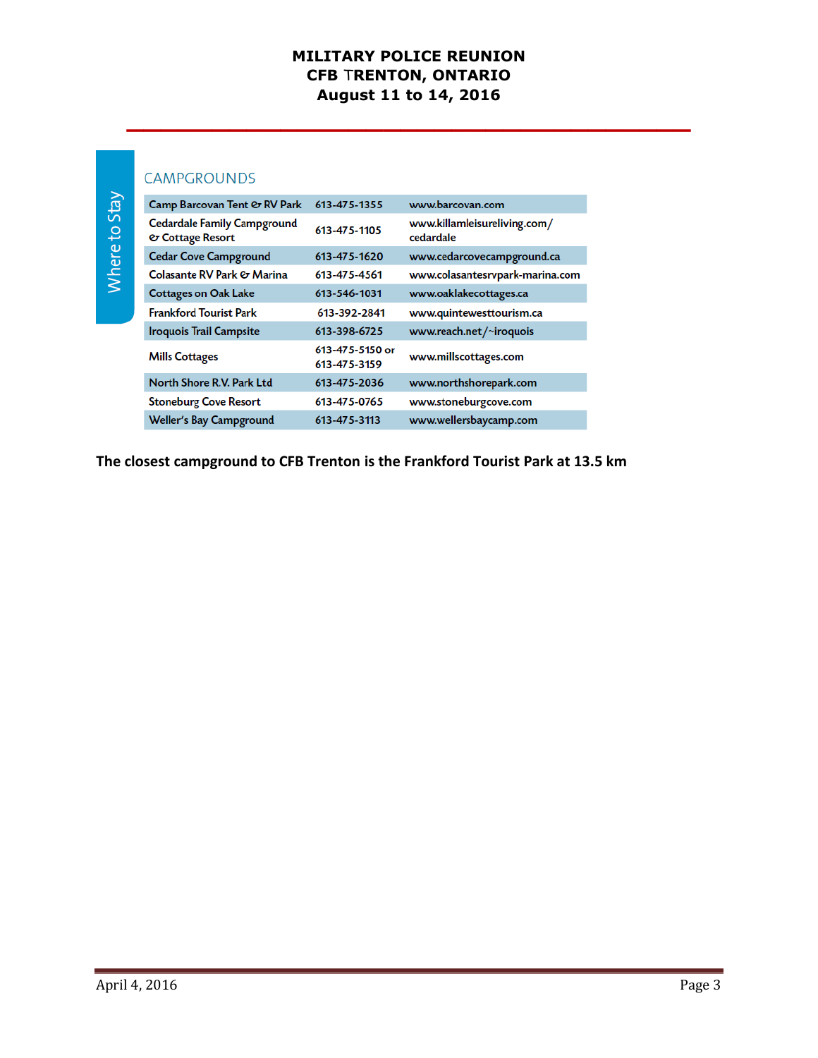**MILITARY POLICE REUNION**
**CFB TRENTON, ONTARIO**
**August 11 to 14, 2016**

Where to Stay

## CAMPGROUNDS

| | | |
|---|---|---|
| Camp Barcovan Tent & RV Park | 613-475-1355 | www.barcovan.com |
| Cedardale Family Campground & Cottage Resort | 613-475-1105 | www.killamleisureliving.com/cedardale |
| Cedar Cove Campground | 613-475-1620 | www.cedarcovecampground.ca |
| Colasante RV Park & Marina | 613-475-4561 | www.colasantesrvpark-marina.com |
| Cottages on Oak Lake | 613-546-1031 | www.oaklakecottages.ca |
| Frankford Tourist Park | 613-392-2841 | www.quintewesttourism.ca |
| Iroquois Trail Campsite | 613-398-6725 | www.reach.net/~iroquois |
| Mills Cottages | 613-475-5150 or 613-475-3159 | www.millscottages.com |
| North Shore R.V. Park Ltd | 613-475-2036 | www.northshorepark.com |
| Stoneburg Cove Resort | 613-475-0765 | www.stoneburgcove.com |
| Weller's Bay Campground | 613-475-3113 | www.wellersbaycamp.com |

**The closest campground to CFB Trenton is the Frankford Tourist Park at 13.5 km**